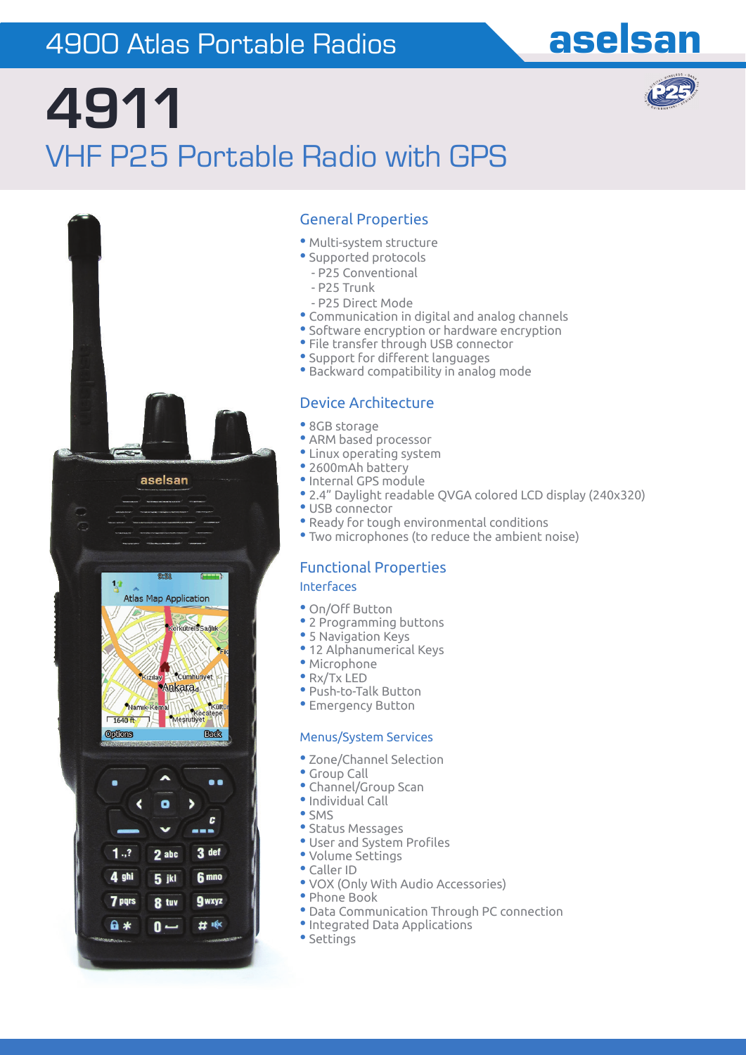# 4900 Atlas Portable Radios

aselsan

# 4911

## VHF P25 Portable Radio with GPS

### General Properties

- Multi-system structure
- Supported protocols
  - P25 Conventional
  - P25 Trunk
  - P25 Direct Mode
- Communication in digital and analog channels
- Software encryption or hardware encryption
- File transfer through USB connector
- Support for different languages
- Backward compatibility in analog mode

### Device Architecture

- 8GB storage
- ARM based processor
- Linux operating system
- 2600mAh battery
- Internal GPS module
- 2.4" Daylight readable QVGA colored LCD display (240x320)
- USB connector
- Ready for tough environmental conditions
- Two microphones (to reduce the ambient noise)

### Functional Properties

#### Interfaces

- On/Off Button
- 2 Programming buttons
- 5 Navigation Keys
- 12 Alphanumerical Keys
- Microphone
- Rx/Tx LED
- Push-to-Talk Button
- Emergency Button

#### Menus/System Services

- Zone/Channel Selection
- Group Call
- Channel/Group Scan
- Individual Call
- SMS
- Status Messages
- User and System Profiles
- Volume Settings
- Caller ID
- VOX (Only With Audio Accessories)
- Phone Book
- Data Communication Through PC connection
- Integrated Data Applications
- Settings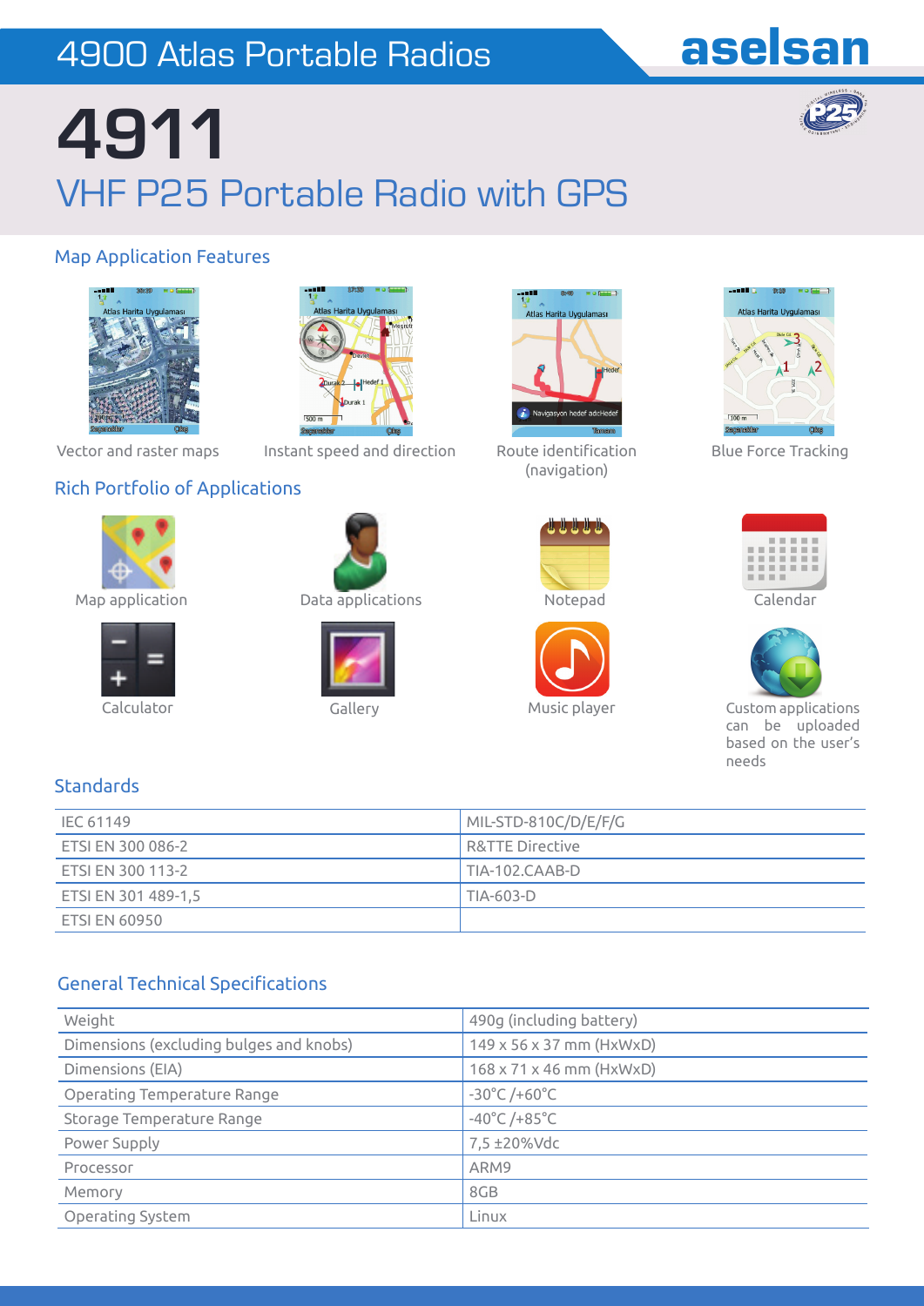# 4900 Atlas Portable Radios

aselsan

# 4911

## VHF P25 Portable Radio with GPS

### Map Application Features

- Vector and raster maps
- Instant speed and direction
- Route identification (navigation)
- Blue Force Tracking

### Rich Portfolio of Applications

- Map application
- Data applications
- Notepad
- Calendar
- Calculator
- Gallery
- Music player
- Custom applications can be uploaded based on the user's needs

### Standards

| | |
|---|---|
| IEC 61149 | MIL-STD-810C/D/E/F/G |
| ETSI EN 300 086-2 | R&TTE Directive |
| ETSI EN 300 113-2 | TIA-102.CAAB-D |
| ETSI EN 301 489-1,5 | TIA-603-D |
| ETSI EN 60950 | |

### General Technical Specifications

| | |
|---|---|
| Weight | 490g (including battery) |
| Dimensions (excluding bulges and knobs) | 149 x 56 x 37 mm (HxWxD) |
| Dimensions (EIA) | 168 x 71 x 46 mm (HxWxD) |
| Operating Temperature Range | -30°C /+60°C |
| Storage Temperature Range | -40°C /+85°C |
| Power Supply | 7,5 ±20%Vdc |
| Processor | ARM9 |
| Memory | 8GB |
| Operating System | Linux |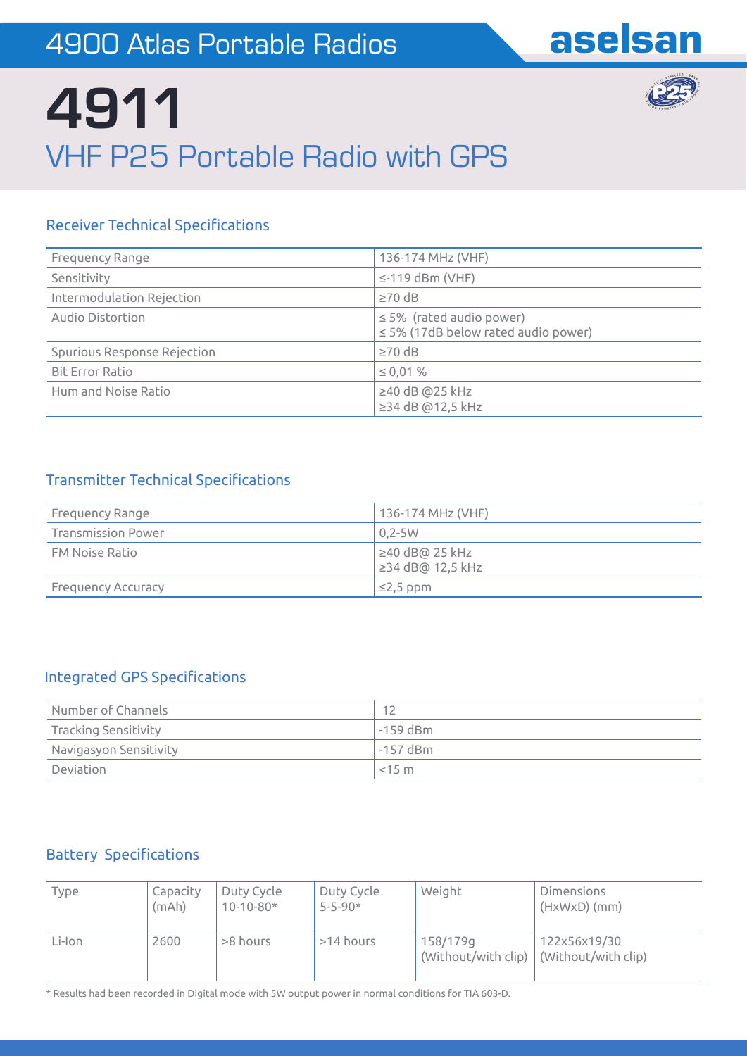# 4900 Atlas Portable Radios

aselsan

# 4911

## VHF P25 Portable Radio with GPS

### Receiver Technical Specifications

| | |
|---|---|
| Frequency Range | 136-174 MHz (VHF) |
| Sensitivity | ≤-119 dBm (VHF) |
| Intermodulation Rejection | ≥70 dB |
| Audio Distortion | ≤ 5% (rated audio power)<br>≤ 5% (17dB below rated audio power) |
| Spurious Response Rejection | ≥70 dB |
| Bit Error Ratio | ≤ 0,01 % |
| Hum and Noise Ratio | ≥40 dB @25 kHz<br>≥34 dB @12,5 kHz |

### Transmitter Technical Specifications

| | |
|---|---|
| Frequency Range | 136-174 MHz (VHF) |
| Transmission Power | 0,2-5W |
| FM Noise Ratio | ≥40 dB@ 25 kHz<br>≥34 dB@ 12,5 kHz |
| Frequency Accuracy | ≤2,5 ppm |

### Integrated GPS Specifications

| | |
|---|---|
| Number of Channels | 12 |
| Tracking Sensitivity | -159 dBm |
| Navigasyon Sensitivity | -157 dBm |
| Deviation | <15 m |

### Battery Specifications

| Type | Capacity (mAh) | Duty Cycle 10-10-80* | Duty Cycle 5-5-90* | Weight | Dimensions (HxWxD) (mm) |
|---|---|---|---|---|---|
| Li-Ion | 2600 | >8 hours | >14 hours | 158/179g (Without/with clip) | 122x56x19/30 (Without/with clip) |

* Results had been recorded in Digital mode with 5W output power in normal conditions for TIA 603-D.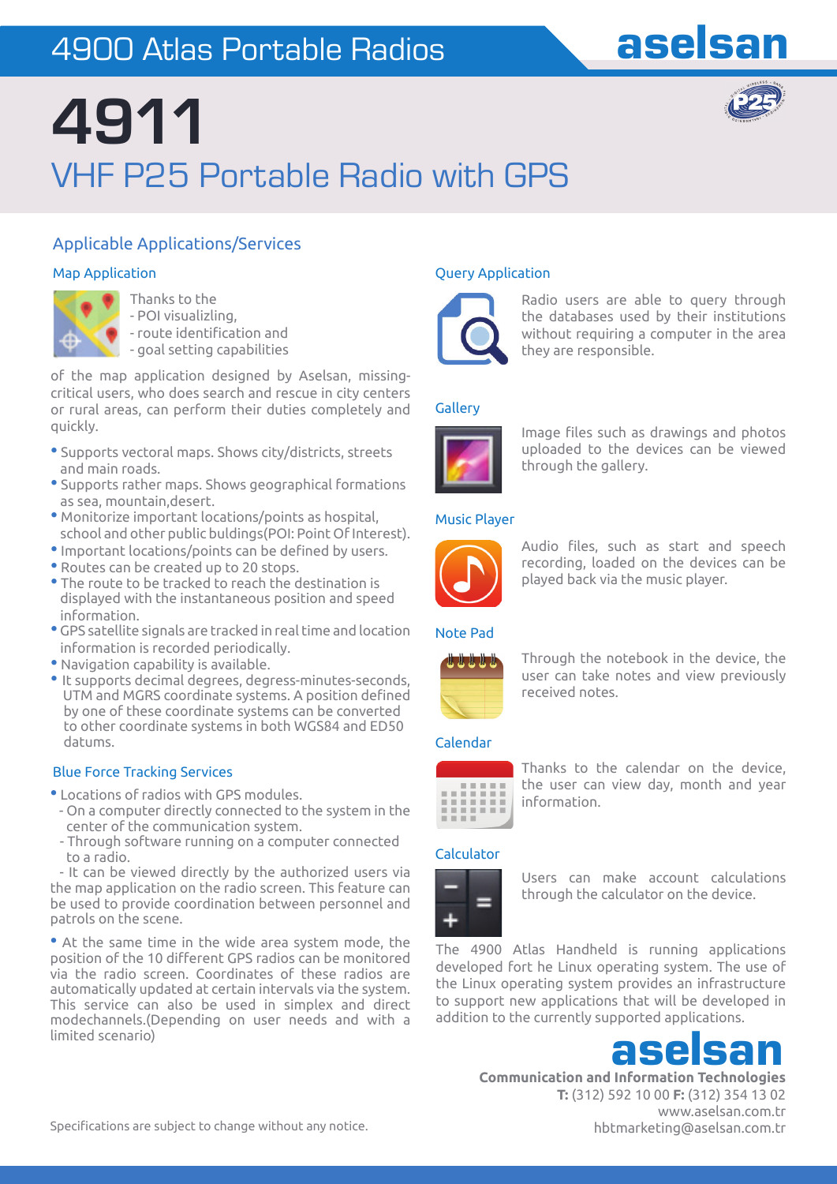# 4900 Atlas Portable Radios

aselsan

# 4911

## VHF P25 Portable Radio with GPS

## Applicable Applications/Services

### Map Application

Thanks to the
- POI visualizling,
- route identification and
- goal setting capabilities

of the map application designed by Aselsan, missing-critical users, who does search and rescue in city centers or rural areas, can perform their duties completely and quickly.

- Supports vectoral maps. Shows city/districts, streets and main roads.
- Supports rather maps. Shows geographical formations as sea, mountain,desert.
- Monitorize important locations/points as hospital, school and other public buldings(POI: Point Of Interest).
- Important locations/points can be defined by users.
- Routes can be created up to 20 stops.
- The route to be tracked to reach the destination is displayed with the instantaneous position and speed information.
- GPS satellite signals are tracked in real time and location information is recorded periodically.
- Navigation capability is available.
- It supports decimal degrees, degress-minutes-seconds, UTM and MGRS coordinate systems. A position defined by one of these coordinate systems can be converted to other coordinate systems in both WGS84 and ED50 datums.

### Blue Force Tracking Services

- Locations of radios with GPS modules.
  - On a computer directly connected to the system in the center of the communication system.
  - Through software running on a computer connected to a radio.
  - It can be viewed directly by the authorized users via the map application on the radio screen. This feature can be used to provide coordination between personnel and patrols on the scene.
- At the same time in the wide area system mode, the position of the 10 different GPS radios can be monitored via the radio screen. Coordinates of these radios are automatically updated at certain intervals via the system. This service can also be used in simplex and direct modechannels.(Depending on user needs and with a limited scenario)

### Query Application

Radio users are able to query through the databases used by their institutions without requiring a computer in the area they are responsible.

### Gallery

Image files such as drawings and photos uploaded to the devices can be viewed through the gallery.

### Music Player

Audio files, such as start and speech recording, loaded on the devices can be played back via the music player.

### Note Pad

Through the notebook in the device, the user can take notes and view previously received notes.

### Calendar

Thanks to the calendar on the device, the user can view day, month and year information.

### Calculator

Users can make account calculations through the calculator on the device.

The 4900 Atlas Handheld is running applications developed fort he Linux operating system. The use of the Linux operating system provides an infrastructure to support new applications that will be developed in addition to the currently supported applications.

aselsan

**Communication and Information Technologies**

**T:** (312) 592 10 00 **F:** (312) 354 13 02
www.aselsan.com.tr
hbtmarketing@aselsan.com.tr

Specifications are subject to change without any notice.